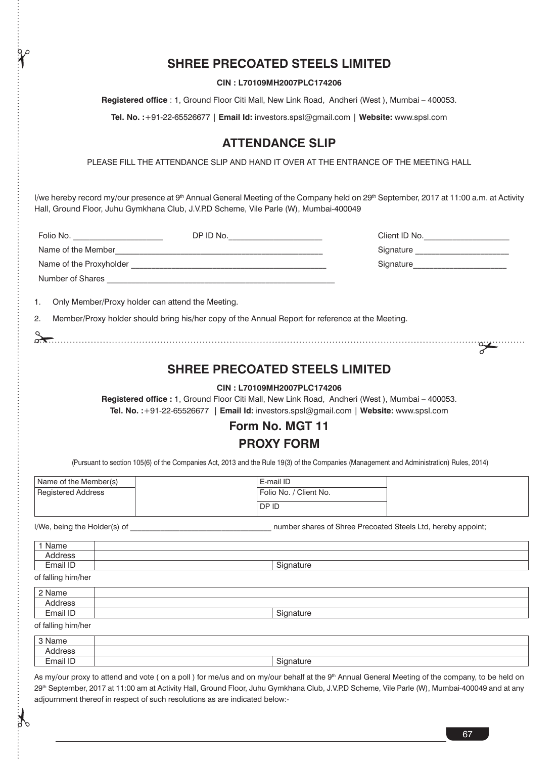# SHREE PRECOATED STEELS LIMITED

**CIN : L70109MH2007PLC174206**

**Registered office** : 1, Ground Floor Citi Mall, New Link Road, Andheri (West ), Mumbai – 400053.

**Tel. No. :**+91-22-65526677 | **Email Id:** investors.spsl@gmail.com | **Website:** www.spsl.com

## ATTENDANCE SLIP

PLEASE FILL THE ATTENDANCE SLIP AND HAND IT OVER AT THE ENTRANCE OF THE MEETING HALL

I/we hereby record my/our presence at 9th Annual General Meeting of the Company held on 29th September, 2017 at 11:00 a.m. at Activity Hall, Ground Floor, Juhu Gymkhana Club, J.V.P.D Scheme, Vile Parle (W), Mumbai-400049

Folio No. ___________________ DP ID No.____________________ Client ID No.___________________

Name of the Member_____________________________________________ Signature ____________________

Name of the Proxyholder __________________________________________ Signature____________________

Number of Shares ________________________________________________

1. Only Member/Proxy holder can attend the Meeting.
2. Member/Proxy holder should bring his/her copy of the Annual Report for reference at the Meeting.

---

# SHREE PRECOATED STEELS LIMITED

**CIN : L70109MH2007PLC174206**

**Registered office :** 1, Ground Floor Citi Mall, New Link Road, Andheri (West ), Mumbai – 400053.

**Tel. No. :**+91-22-65526677 | **Email Id:** investors.spsl@gmail.com | **Website:** www.spsl.com

## Form No. MGT 11

## PROXY FORM

(Pursuant to section 105(6) of the Companies Act, 2013 and the Rule 19(3) of the Companies (Management and Administration) Rules, 2014)

| Name of the Member(s) | | E-mail ID | |
|---|---|---|---|
| Registered Address | | Folio No. / Client No. | |
| | | DP ID | |

I/We, being the Holder(s) of ________________________________ number shares of Shree Precoated Steels Ltd, hereby appoint;

| 1 Name | | |
|---|---|---|
| Address | | |
| Email ID | | Signature |

of falling him/her

| 2 Name | | |
|---|---|---|
| Address | | |
| Email ID | | Signature |

of falling him/her

| 3 Name | | |
|---|---|---|
| Address | | |
| Email ID | | Signature |

As my/our proxy to attend and vote ( on a poll ) for me/us and on my/our behalf at the 9th Annual General Meeting of the company, to be held on 29th September, 2017 at 11:00 am at Activity Hall, Ground Floor, Juhu Gymkhana Club, J.V.P.D Scheme, Vile Parle (W), Mumbai-400049 and at any adjournment thereof in respect of such resolutions as are indicated below:-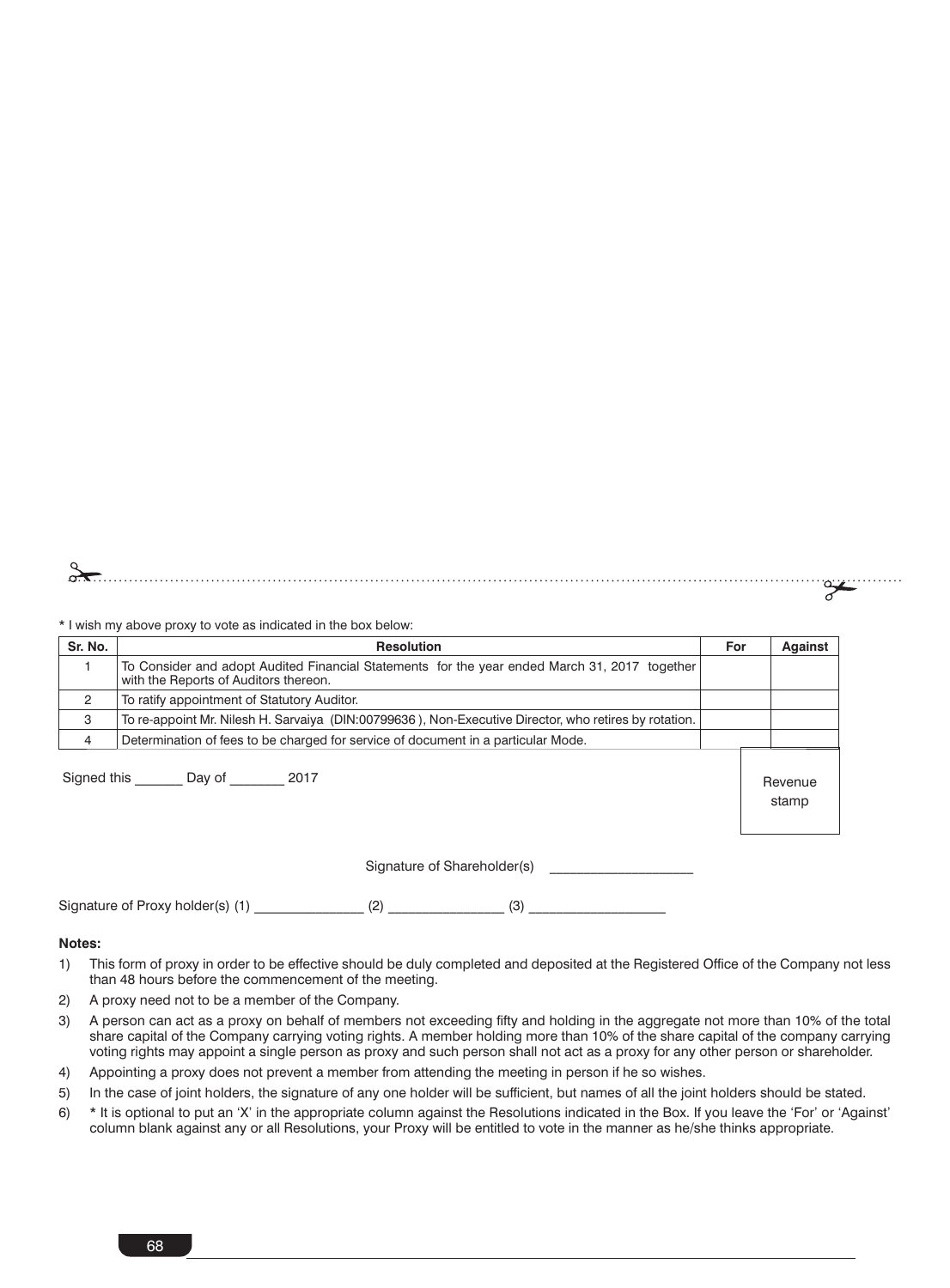* I wish my above proxy to vote as indicated in the box below:

| Sr. No. | Resolution | For | Against |
|---|---|---|---|
| 1 | To Consider and adopt Audited Financial Statements for the year ended March 31, 2017 together with the Reports of Auditors thereon. | | |
| 2 | To ratify appointment of Statutory Auditor. | | |
| 3 | To re-appoint Mr. Nilesh H. Sarvaiya (DIN:00799636 ), Non-Executive Director, who retires by rotation. | | |
| 4 | Determination of fees to be charged for service of document in a particular Mode. | | |

Signed this ______ Day of _______ 2017

Revenue stamp

Signature of Shareholder(s) __________________

Signature of Proxy holder(s) (1) ______________ (2) _______________ (3) _________________

**Notes:**

1) This form of proxy in order to be effective should be duly completed and deposited at the Registered Office of the Company not less than 48 hours before the commencement of the meeting.
2) A proxy need not to be a member of the Company.
3) A person can act as a proxy on behalf of members not exceeding fifty and holding in the aggregate not more than 10% of the total share capital of the Company carrying voting rights. A member holding more than 10% of the share capital of the company carrying voting rights may appoint a single person as proxy and such person shall not act as a proxy for any other person or shareholder.
4) Appointing a proxy does not prevent a member from attending the meeting in person if he so wishes.
5) In the case of joint holders, the signature of any one holder will be sufficient, but names of all the joint holders should be stated.
6) * It is optional to put an 'X' in the appropriate column against the Resolutions indicated in the Box. If you leave the 'For' or 'Against' column blank against any or all Resolutions, your Proxy will be entitled to vote in the manner as he/she thinks appropriate.